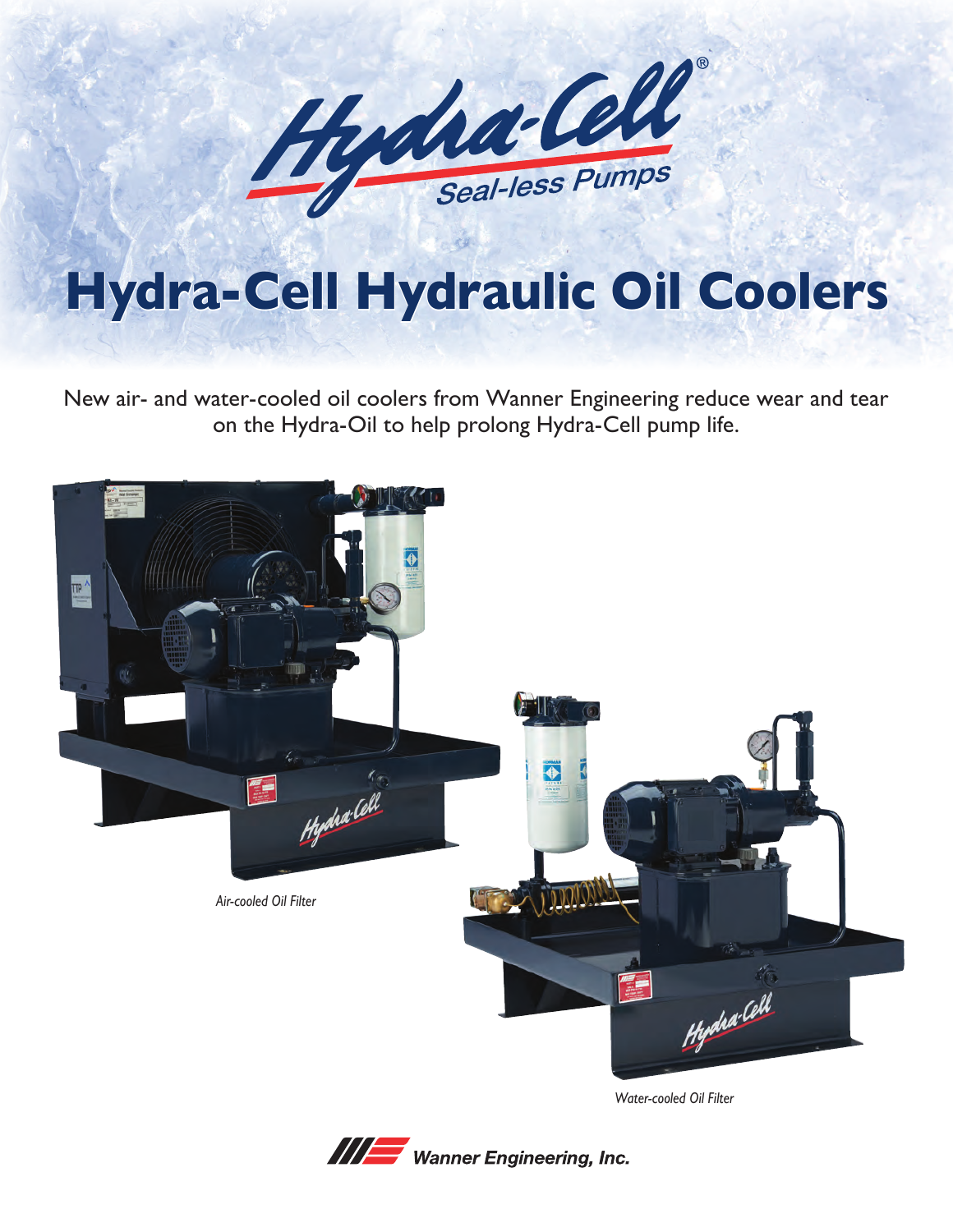# Hydra-Cell Hydraulic Oil Coolers

New air- and water-cooled oil coolers from Wanner Engineering reduce wear and tear on the Hydra-Oil to help prolong Hydra-Cell pump life.

*Air-cooled Oil Filter*

*Water-cooled Oil Filter*

Wanner Engineering, Inc.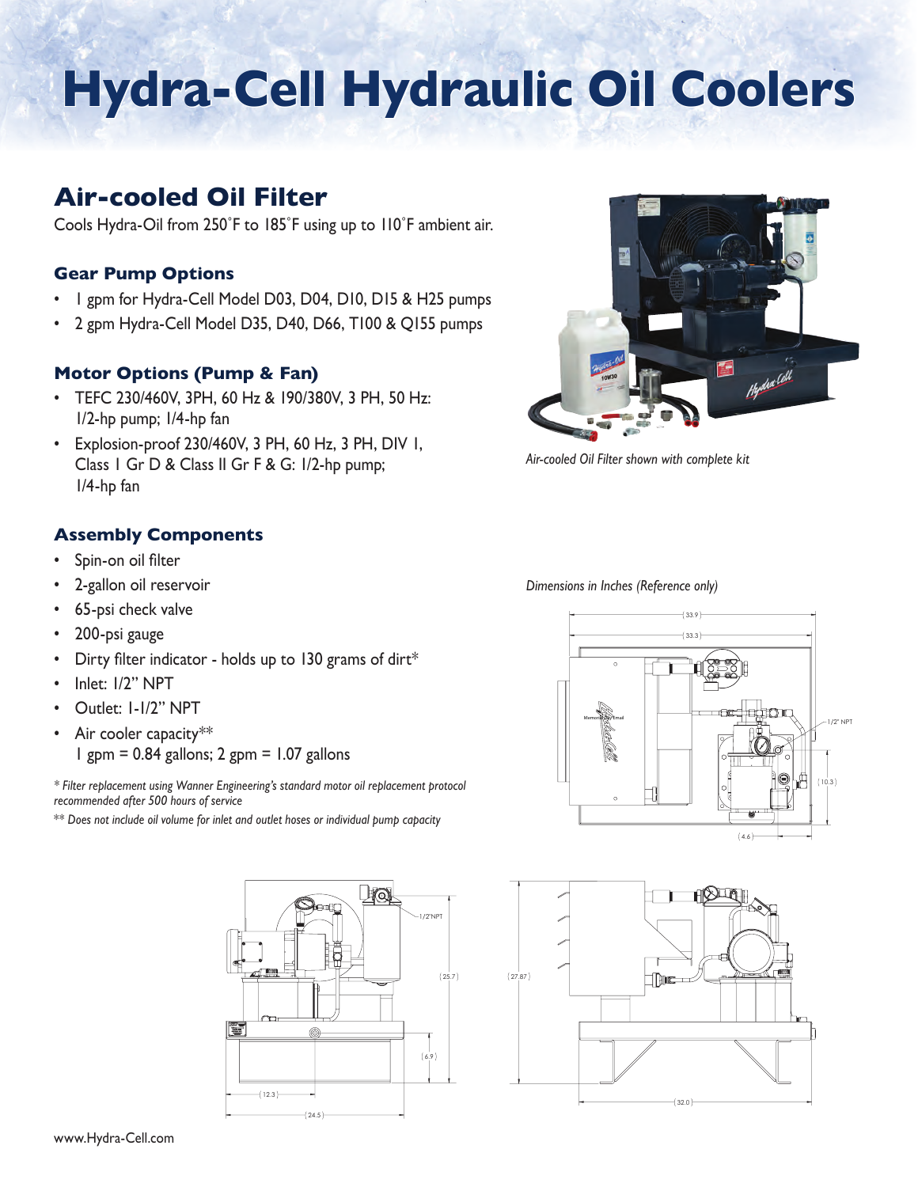# Hydra-Cell Hydraulic Oil Coolers

## Air-cooled Oil Filter

Cools Hydra-Oil from 250˚F to 185˚F using up to 110˚F ambient air.

### Gear Pump Options

- 1 gpm for Hydra-Cell Model D03, D04, D10, D15 & H25 pumps
- 2 gpm Hydra-Cell Model D35, D40, D66, T100 & Q155 pumps

### Motor Options (Pump & Fan)

- TEFC 230/460V, 3PH, 60 Hz & 190/380V, 3 PH, 50 Hz: 1/2-hp pump; 1/4-hp fan
- Explosion-proof 230/460V, 3 PH, 60 Hz, 3 PH, DIV 1, Class I Gr D & Class II Gr F & G: 1/2-hp pump; 1/4-hp fan

### Assembly Components

- Spin-on oil filter
- 2-gallon oil reservoir
- 65-psi check valve
- 200-psi gauge
- Dirty filter indicator - holds up to 130 grams of dirt*
- Inlet: 1/2" NPT
- Outlet: 1-1/2" NPT
- Air cooler capacity**
  1 gpm = 0.84 gallons; 2 gpm = 1.07 gallons

*\* Filter replacement using Wanner Engineering's standard motor oil replacement protocol recommended after 500 hours of service*

*\*\* Does not include oil volume for inlet and outlet hoses or individual pump capacity*

*Air-cooled Oil Filter shown with complete kit*

*Dimensions in Inches (Reference only)*

33.9
33.3
1/2" NPT
10.3
4.6

1/2"NPT
25.7
6.9
12.3
24.5

27.87
32.0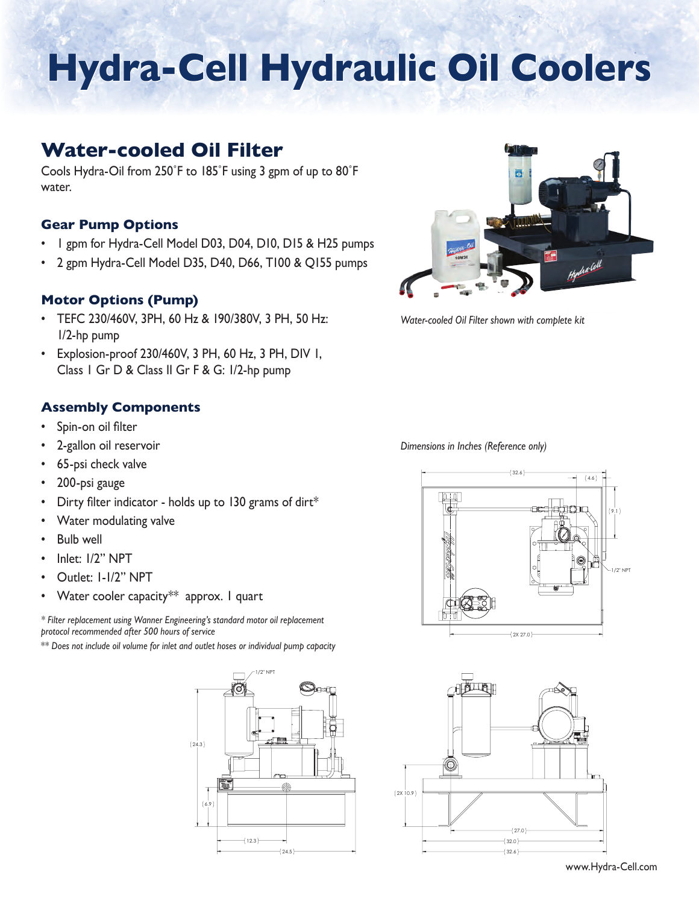# Hydra-Cell Hydraulic Oil Coolers

## Water-cooled Oil Filter

Cools Hydra-Oil from 250˚F to 185˚F using 3 gpm of up to 80˚F water.

### Gear Pump Options

- 1 gpm for Hydra-Cell Model D03, D04, D10, D15 & H25 pumps
- 2 gpm Hydra-Cell Model D35, D40, D66, T100 & Q155 pumps

### Motor Options (Pump)

- TEFC 230/460V, 3PH, 60 Hz & 190/380V, 3 PH, 50 Hz: 1/2-hp pump
- Explosion-proof 230/460V, 3 PH, 60 Hz, 3 PH, DIV 1, Class 1 Gr D & Class II Gr F & G: 1/2-hp pump

### Assembly Components

- Spin-on oil filter
- 2-gallon oil reservoir
- 65-psi check valve
- 200-psi gauge
- Dirty filter indicator - holds up to 130 grams of dirt*
- Water modulating valve
- Bulb well
- Inlet: 1/2" NPT
- Outlet: 1-1/2" NPT
- Water cooler capacity** approx. 1 quart

*\* Filter replacement using Wanner Engineering's standard motor oil replacement protocol recommended after 500 hours of service*

*\*\* Does not include oil volume for inlet and outlet hoses or individual pump capacity*

*Water-cooled Oil Filter shown with complete kit*

*Dimensions in Inches (Reference only)*

32.6
4.6
9.1
1/2" NPT
2X 27.0

1/2" NPT
24.3
6.9
12.3
24.5

2X 10.9
27.0
32.0
32.6

www.Hydra-Cell.com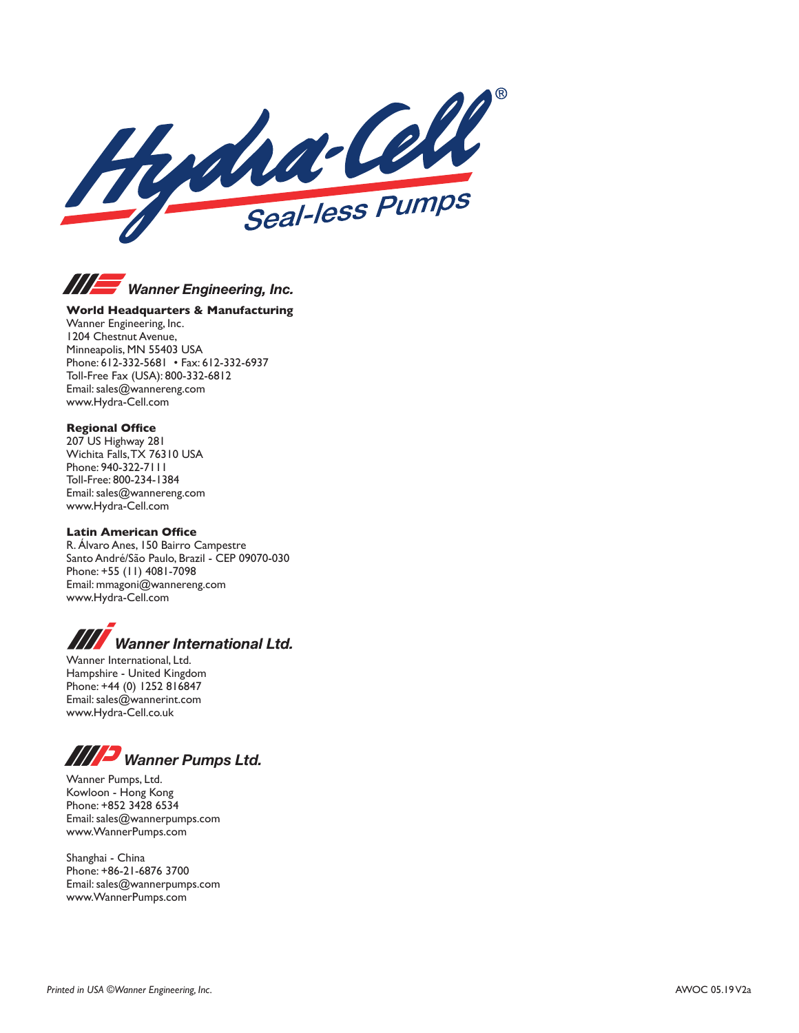Hydra-Cell®

Seal-less Pumps

Wanner Engineering, Inc.

**World Headquarters & Manufacturing**
Wanner Engineering, Inc.
1204 Chestnut Avenue,
Minneapolis, MN 55403 USA
Phone: 612-332-5681 • Fax: 612-332-6937
Toll-Free Fax (USA): 800-332-6812
Email: sales@wannereng.com
www.Hydra-Cell.com

**Regional Office**
207 US Highway 281
Wichita Falls, TX 76310 USA
Phone: 940-322-7111
Toll-Free: 800-234-1384
Email: sales@wannereng.com
www.Hydra-Cell.com

**Latin American Office**
R. Álvaro Anes, 150 Bairro Campestre
Santo André/São Paulo, Brazil - CEP 09070-030
Phone: +55 (11) 4081-7098
Email: mmagoni@wannereng.com
www.Hydra-Cell.com

Wanner International Ltd.

Wanner International, Ltd.
Hampshire - United Kingdom
Phone: +44 (0) 1252 816847
Email: sales@wannerint.com
www.Hydra-Cell.co.uk

Wanner Pumps Ltd.

Wanner Pumps, Ltd.
Kowloon - Hong Kong
Phone: +852 3428 6534
Email: sales@wannerpumps.com
www.WannerPumps.com

Shanghai - China
Phone: +86-21-6876 3700
Email: sales@wannerpumps.com
www.WannerPumps.com

*Printed in USA ©Wanner Engineering, Inc.*

AWOC 05.19 V2a